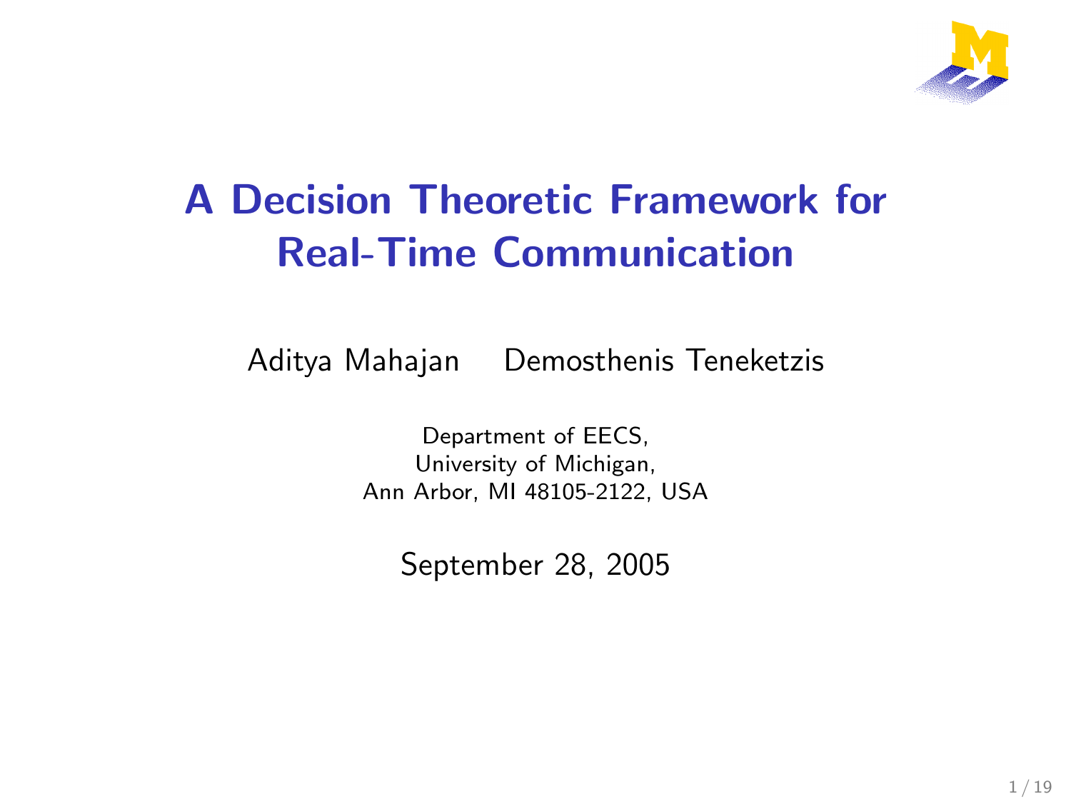# A Decision Theoretic Framework for Real-Time Communication

Aditya Mahajan     Demosthenis Teneketzis

Department of EECS,
University of Michigan,
Ann Arbor, MI 48105-2122, USA

September 28, 2005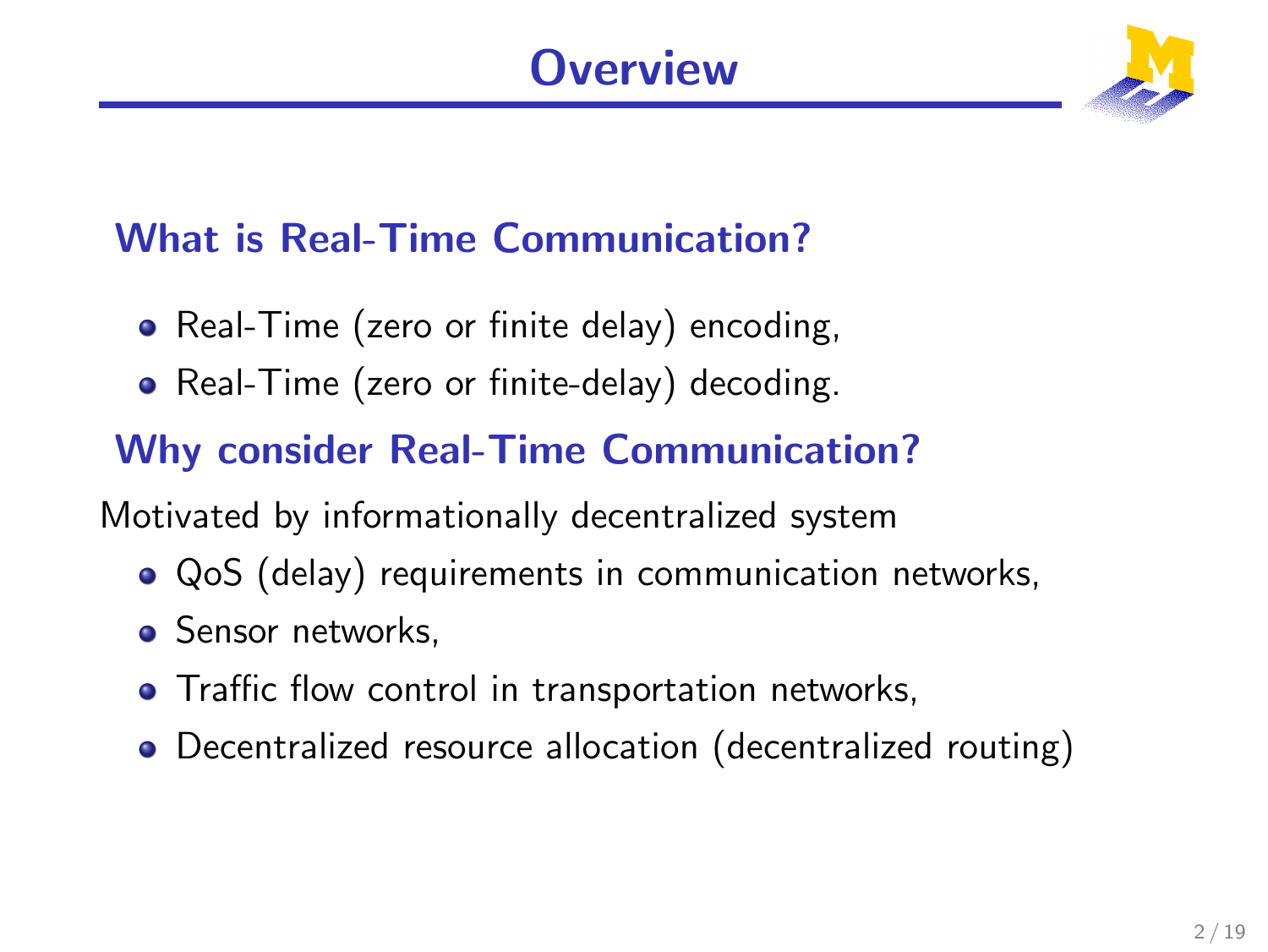# Overview

## What is Real-Time Communication?

- Real-Time (zero or finite delay) encoding,
- Real-Time (zero or finite-delay) decoding.

## Why consider Real-Time Communication?

Motivated by informationally decentralized system

- QoS (delay) requirements in communication networks,
- Sensor networks,
- Traffic flow control in transportation networks,
- Decentralized resource allocation (decentralized routing)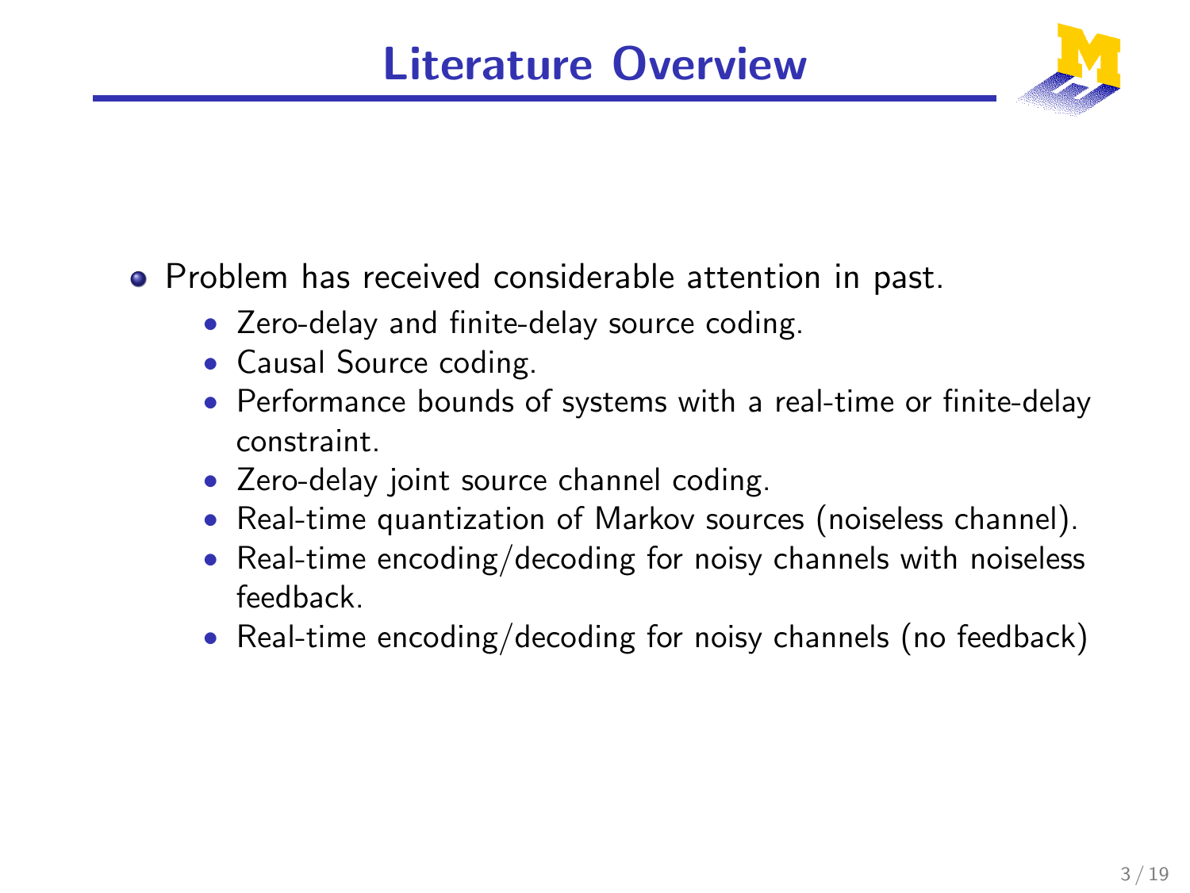# Literature Overview

- Problem has received considerable attention in past.
  - Zero-delay and finite-delay source coding.
  - Causal Source coding.
  - Performance bounds of systems with a real-time or finite-delay constraint.
  - Zero-delay joint source channel coding.
  - Real-time quantization of Markov sources (noiseless channel).
  - Real-time encoding/decoding for noisy channels with noiseless feedback.
  - Real-time encoding/decoding for noisy channels (no feedback)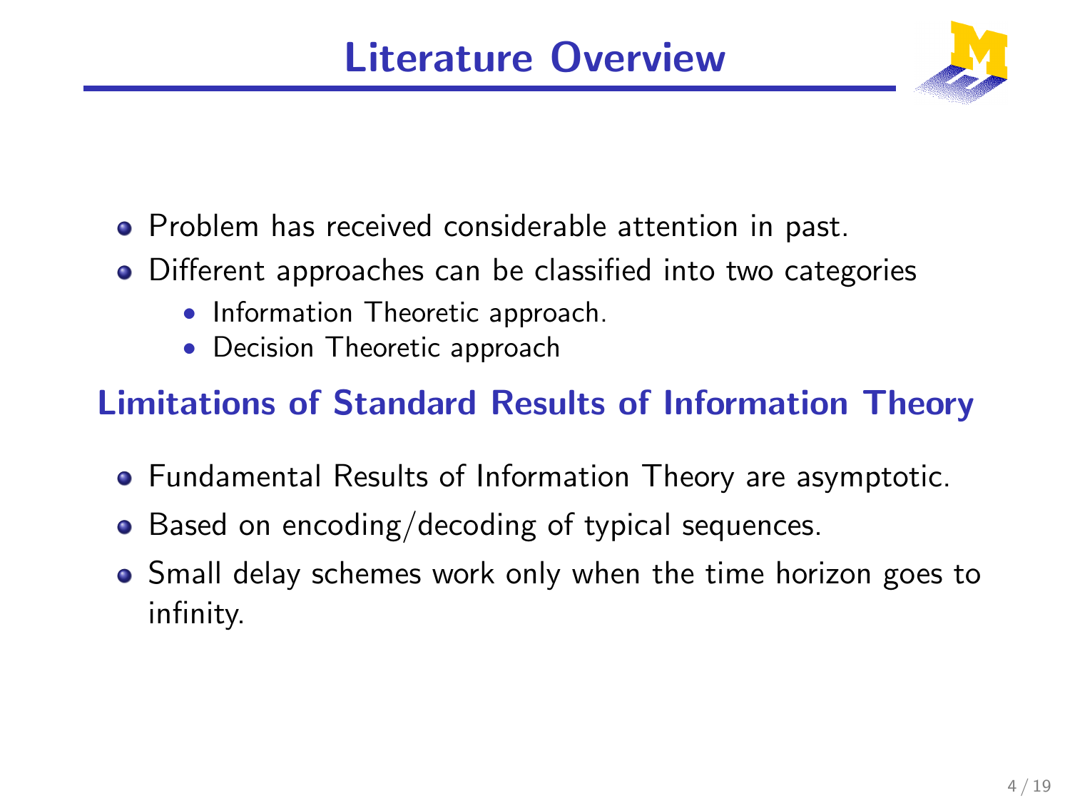# Literature Overview

- Problem has received considerable attention in past.
- Different approaches can be classified into two categories
  - Information Theoretic approach.
  - Decision Theoretic approach

## Limitations of Standard Results of Information Theory

- Fundamental Results of Information Theory are asymptotic.
- Based on encoding/decoding of typical sequences.
- Small delay schemes work only when the time horizon goes to infinity.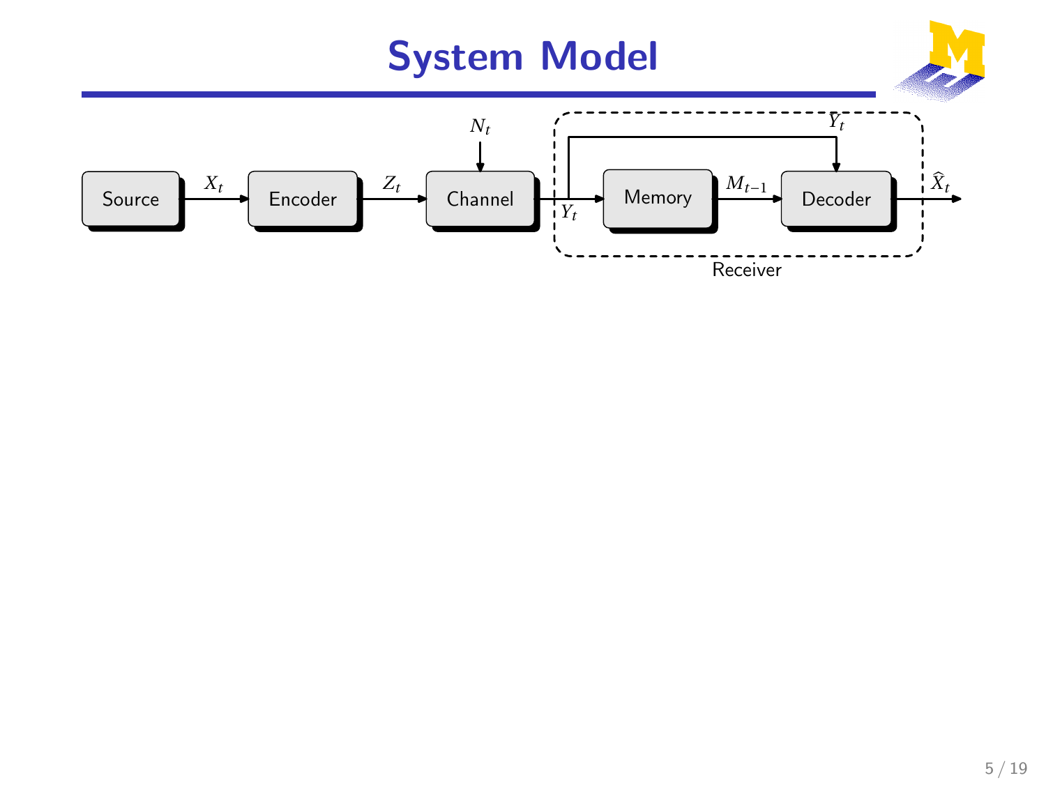# System Model

Source → $X_t$ → Encoder → $Z_t$ → Channel (with noise $N_t$) → $Y_t$ → Receiver [Memory → $M_{t-1}$ → Decoder (also receives $Y_t$)] → $\widehat{X}_t$

Receiver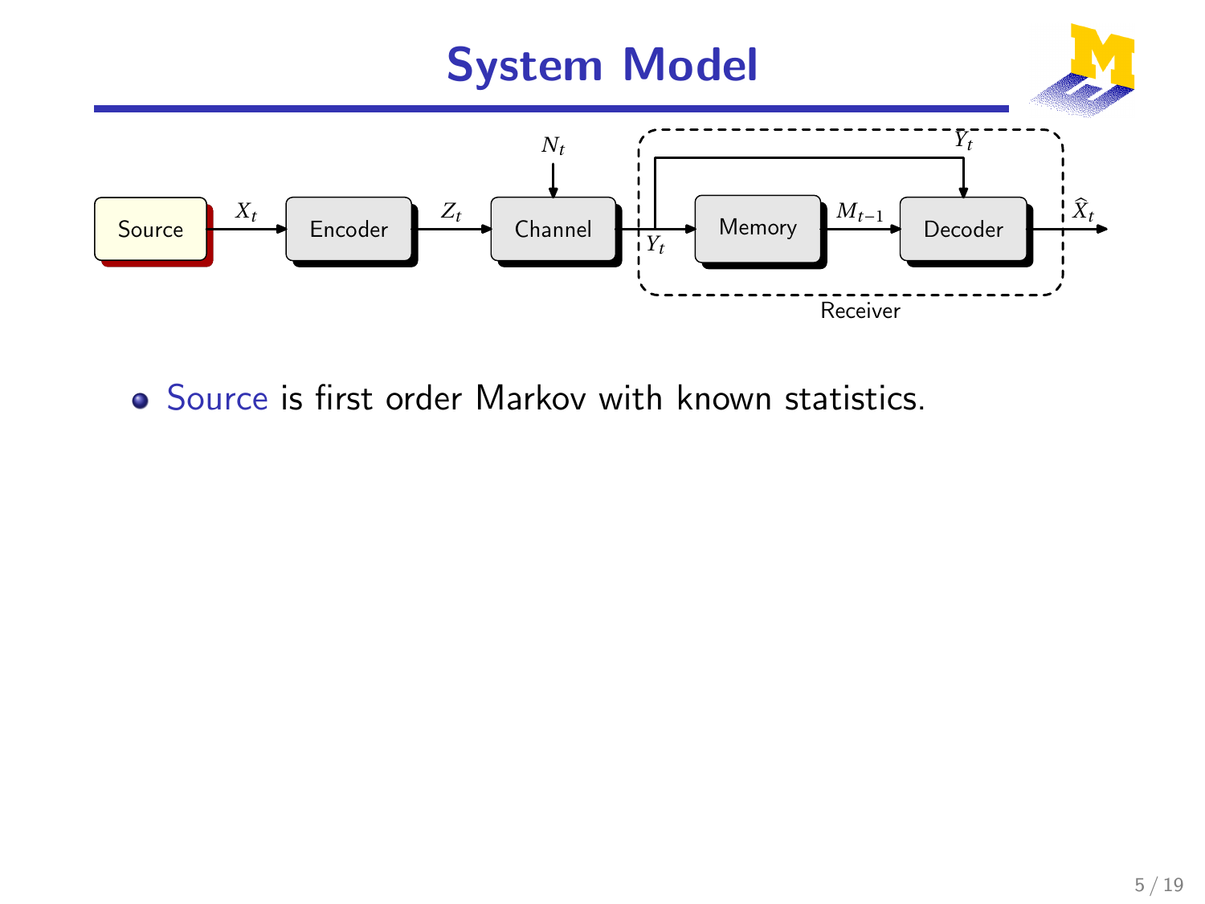# System Model

Source

$X_t$

Encoder

$Z_t$

$N_t$

Channel

$Y_t$

Memory

$M_{t-1}$

$Y_t$

Decoder

$\widehat{X}_t$

Receiver

- Source is first order Markov with known statistics.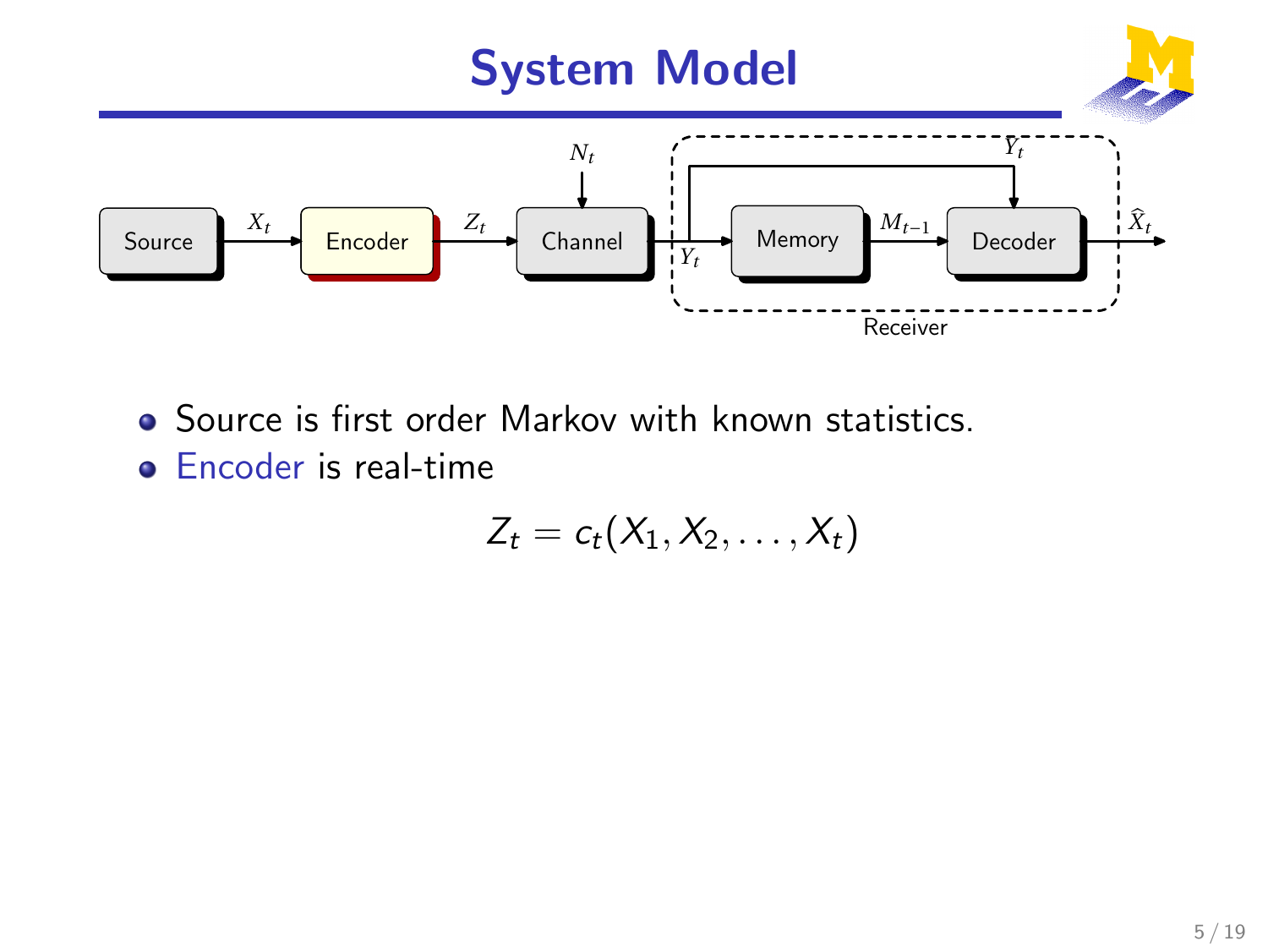# System Model

Source → $X_t$ → Encoder → $Z_t$ → Channel ($N_t$) → $Y_t$ → Memory → $M_{t-1}$ → Decoder → $\hat{X}_t$

$Y_t$

Receiver

- Source is first order Markov with known statistics.
- Encoder is real-time

$$Z_t = c_t(X_1, X_2, \ldots, X_t)$$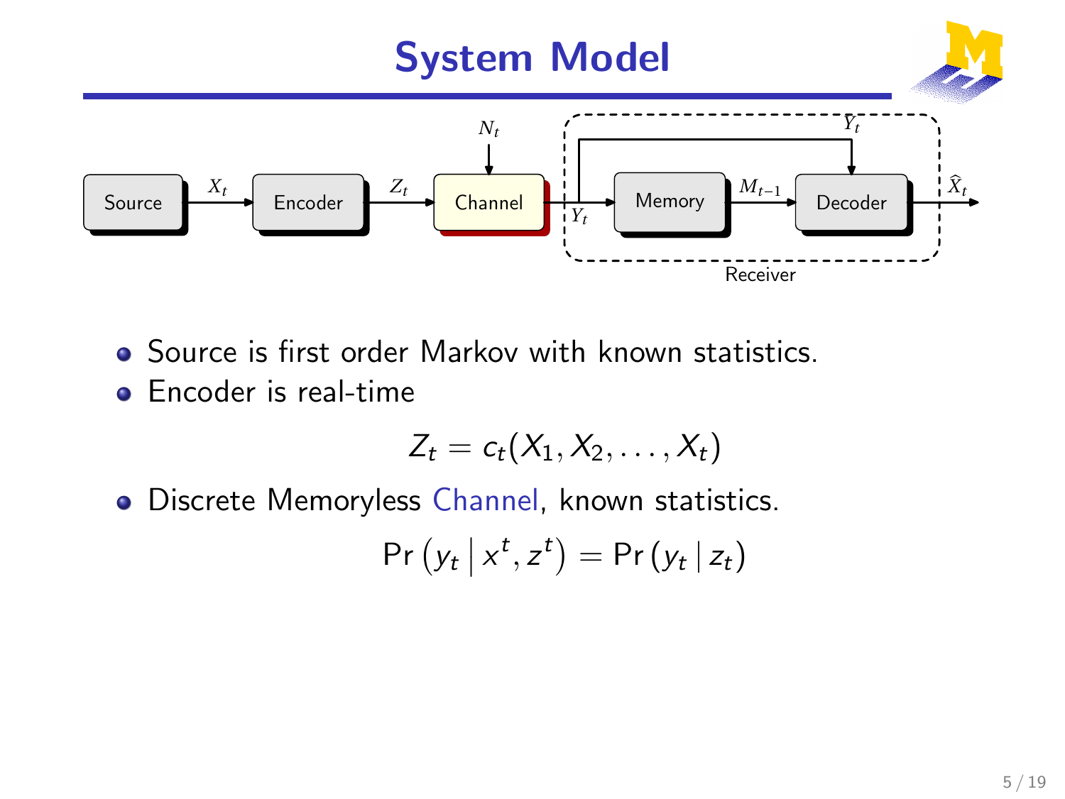# System Model

Source

$X_t$

Encoder

$Z_t$

$N_t$

Channel

$Y_t$

Memory

$M_{t-1}$

$Y_t$

Decoder

$\widehat{X}_t$

Receiver

- Source is first order Markov with known statistics.
- Encoder is real-time

$$Z_t = c_t(X_1, X_2, \ldots, X_t)$$

- Discrete Memoryless Channel, known statistics.

$$\Pr\left(y_t \,\middle|\, x^t, z^t\right) = \Pr\left(y_t \,|\, z_t\right)$$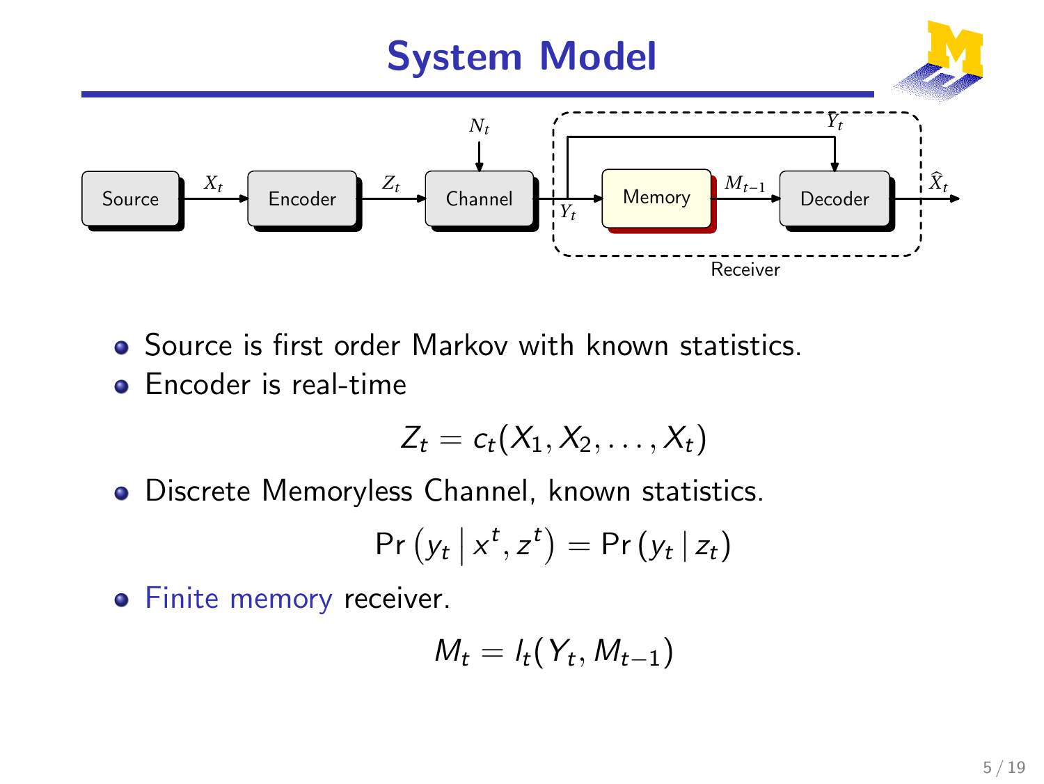# System Model

Source

$X_t$

Encoder

$Z_t$

Channel

$N_t$

$Y_t$

Memory

$M_{t-1}$

Decoder

$Y_t$

$\widehat{X}_t$

Receiver

- Source is first order Markov with known statistics.
- Encoder is real-time

$$Z_t = c_t(X_1, X_2, \ldots, X_t)$$

- Discrete Memoryless Channel, known statistics.

$$\Pr\left(y_t \,\middle|\, x^t, z^t\right) = \Pr\left(y_t \,|\, z_t\right)$$

- Finite memory receiver.

$$M_t = l_t(Y_t, M_{t-1})$$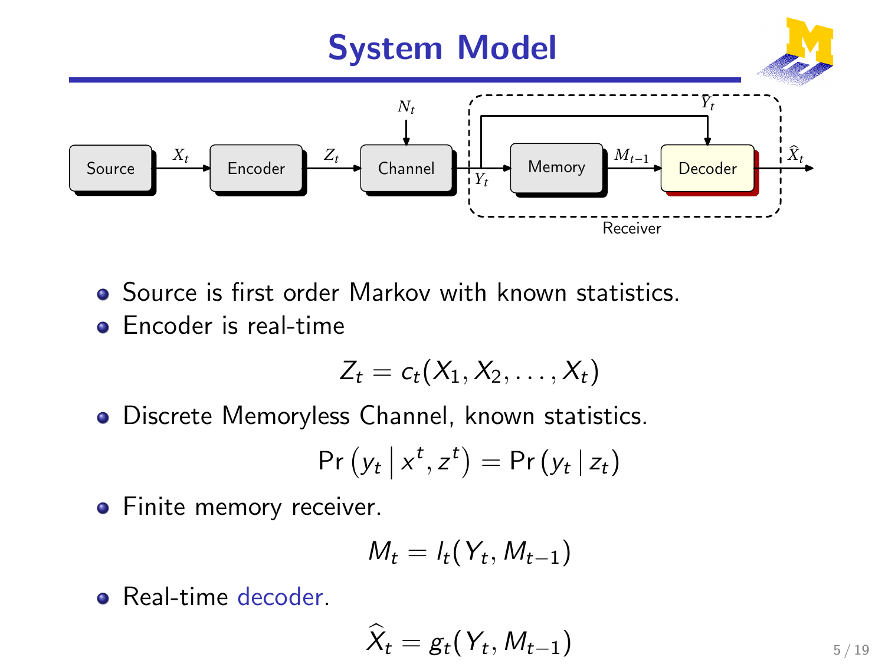# System Model

Source

$X_t$

Encoder

$Z_t$

$N_t$

Channel

$Y_t$

Memory

$M_{t-1}$

$Y_t$

Decoder

$\widehat{X}_t$

Receiver

- Source is first order Markov with known statistics.
- Encoder is real-time

$$Z_t = c_t(X_1, X_2, \ldots, X_t)$$

- Discrete Memoryless Channel, known statistics.

$$\Pr\left(y_t \,\middle|\, x^t, z^t\right) = \Pr\left(y_t \,\middle|\, z_t\right)$$

- Finite memory receiver.

$$M_t = l_t(Y_t, M_{t-1})$$

- Real-time decoder.

$$\widehat{X}_t = g_t(Y_t, M_{t-1})$$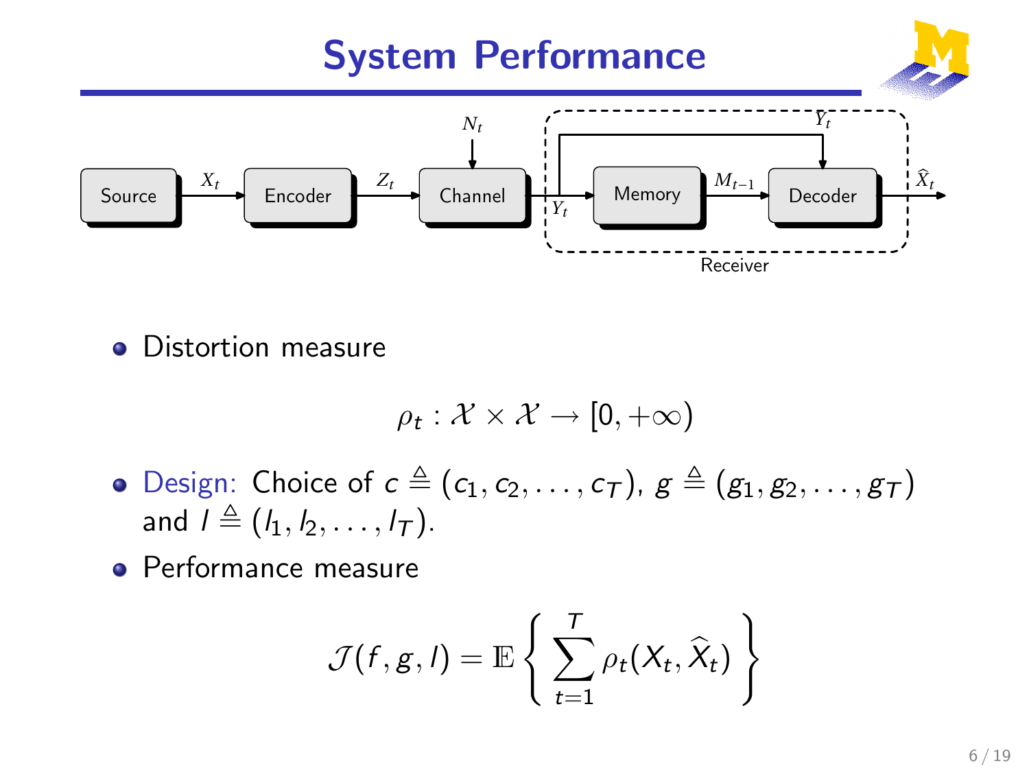# System Performance

Source → $X_t$ → Encoder → $Z_t$ → Channel ($N_t$) → $Y_t$ → Memory → $M_{t-1}$ → Decoder ($Y_t$) → $\widehat{X}_t$

Receiver

- Distortion measure

$$\rho_t : \mathcal{X} \times \mathcal{X} \to [0, +\infty)$$

- Design: Choice of $c \triangleq (c_1, c_2, \dots, c_T)$, $g \triangleq (g_1, g_2, \dots, g_T)$ and $l \triangleq (l_1, l_2, \dots, l_T)$.
- Performance measure

$$\mathcal{J}(f, g, l) = \mathbb{E}\left\{ \sum_{t=1}^{T} \rho_t(X_t, \widehat{X}_t) \right\}$$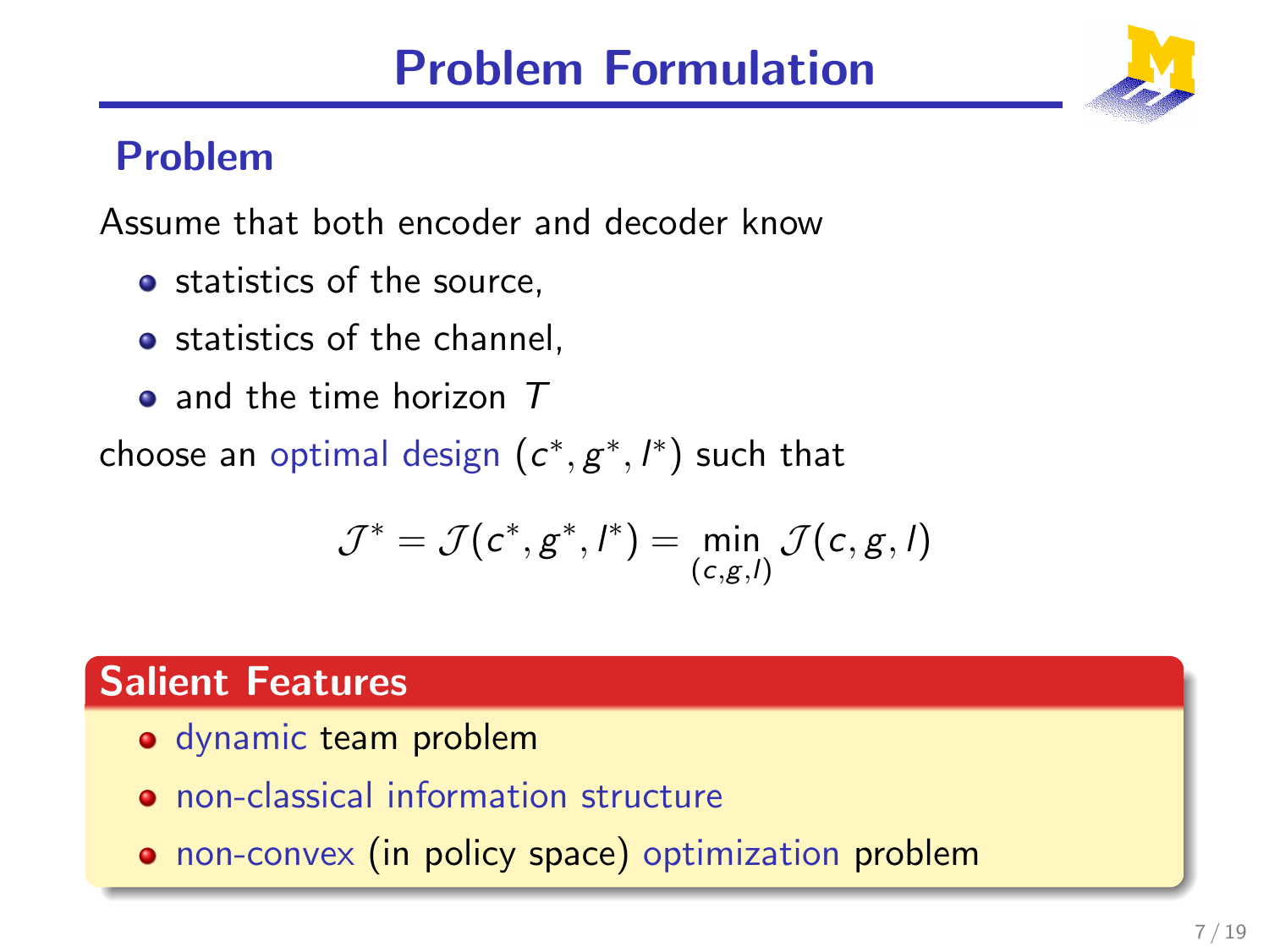# Problem Formulation

## Problem

Assume that both encoder and decoder know

- statistics of the source,
- statistics of the channel,
- and the time horizon $T$

choose an optimal design $(c^*, g^*, l^*)$ such that

$$\mathcal{J}^* = \mathcal{J}(c^*, g^*, l^*) = \min_{(c,g,l)} \mathcal{J}(c, g, l)$$

## Salient Features

- dynamic team problem
- non-classical information structure
- non-convex (in policy space) optimization problem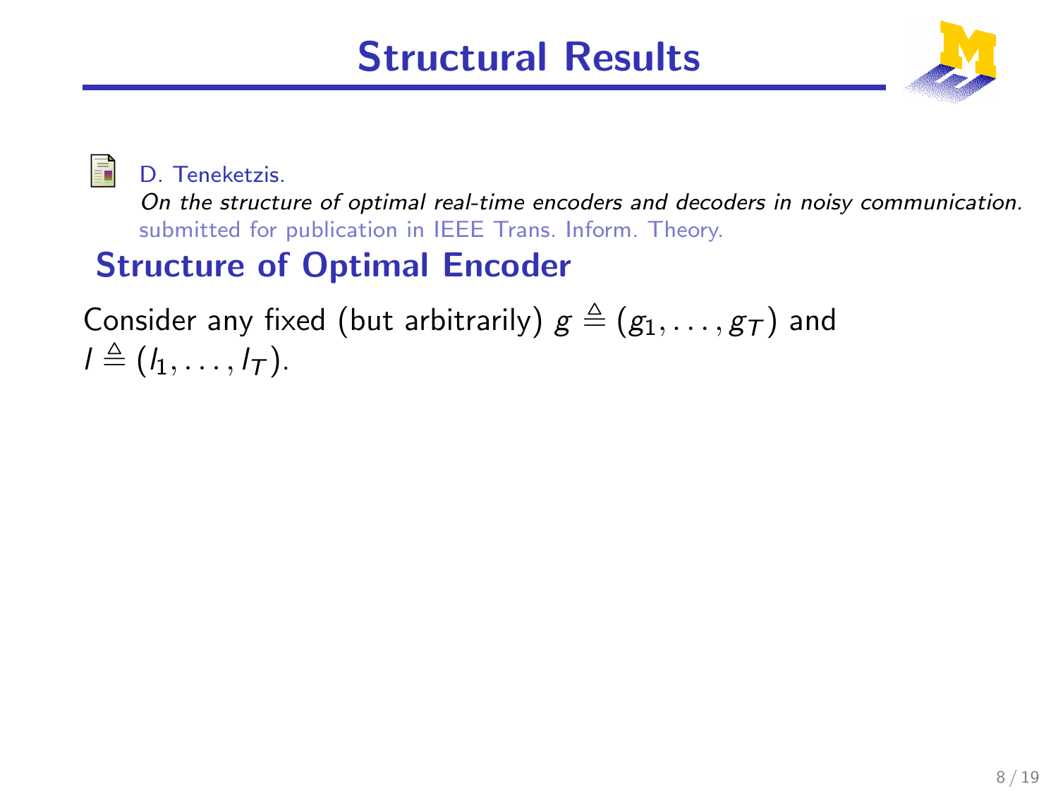# Structural Results

D. Teneketzis.
*On the structure of optimal real-time encoders and decoders in noisy communication.*
submitted for publication in IEEE Trans. Inform. Theory.

## Structure of Optimal Encoder

Consider any fixed (but arbitrarily) $g \triangleq (g_1, \ldots, g_T)$ and $l \triangleq (l_1, \ldots, l_T)$.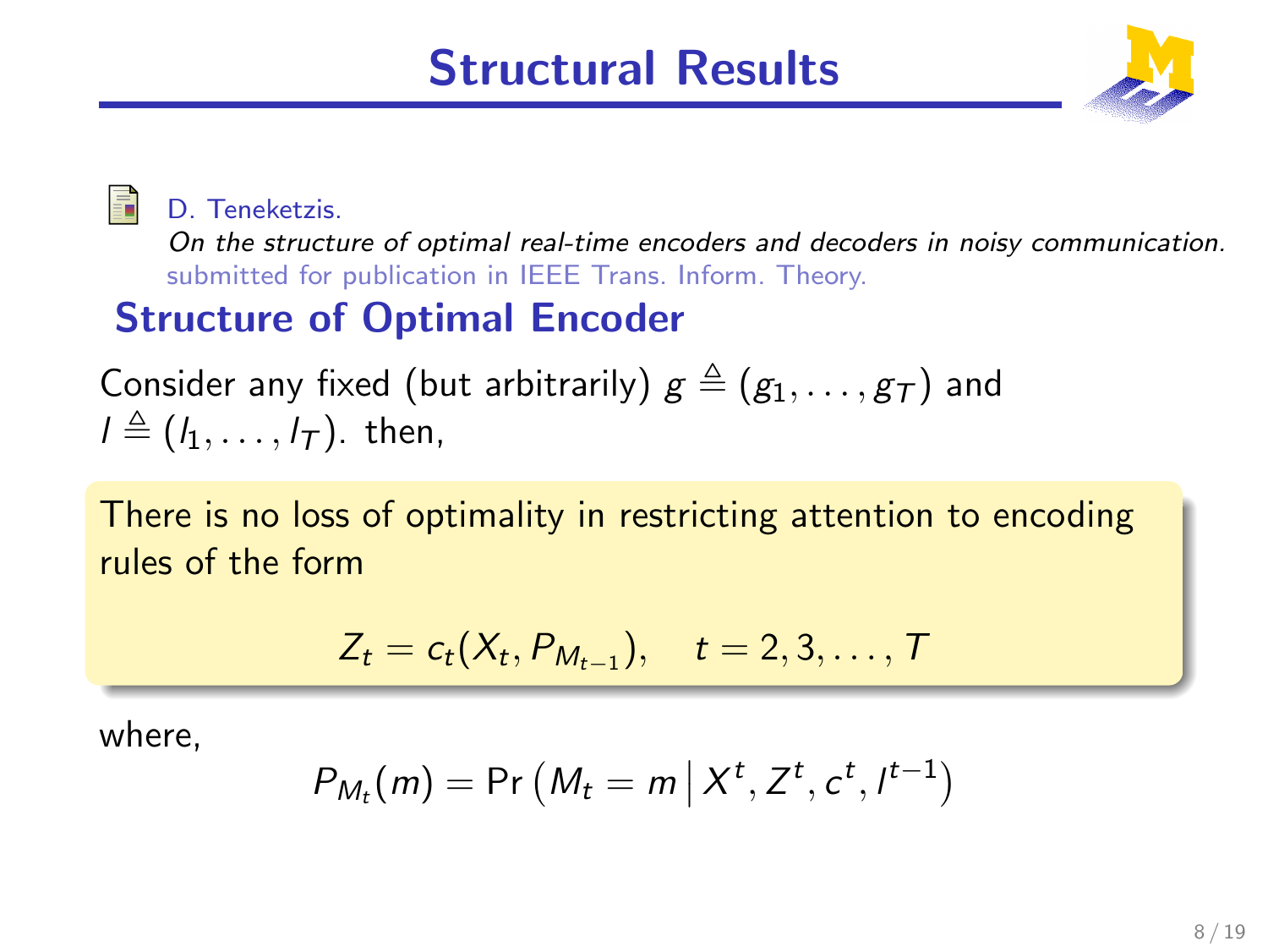# Structural Results

D. Teneketzis.
*On the structure of optimal real-time encoders and decoders in noisy communication.*
submitted for publication in IEEE Trans. Inform. Theory.

## Structure of Optimal Encoder

Consider any fixed (but arbitrarily) $g \triangleq (g_1, \ldots, g_T)$ and $l \triangleq (l_1, \ldots, l_T)$. then,

There is no loss of optimality in restricting attention to encoding rules of the form

$$Z_t = c_t(X_t, P_{M_{t-1}}), \quad t = 2, 3, \ldots, T$$

where,

$$P_{M_t}(m) = \Pr\left(M_t = m \,\middle|\, X^t, Z^t, c^t, l^{t-1}\right)$$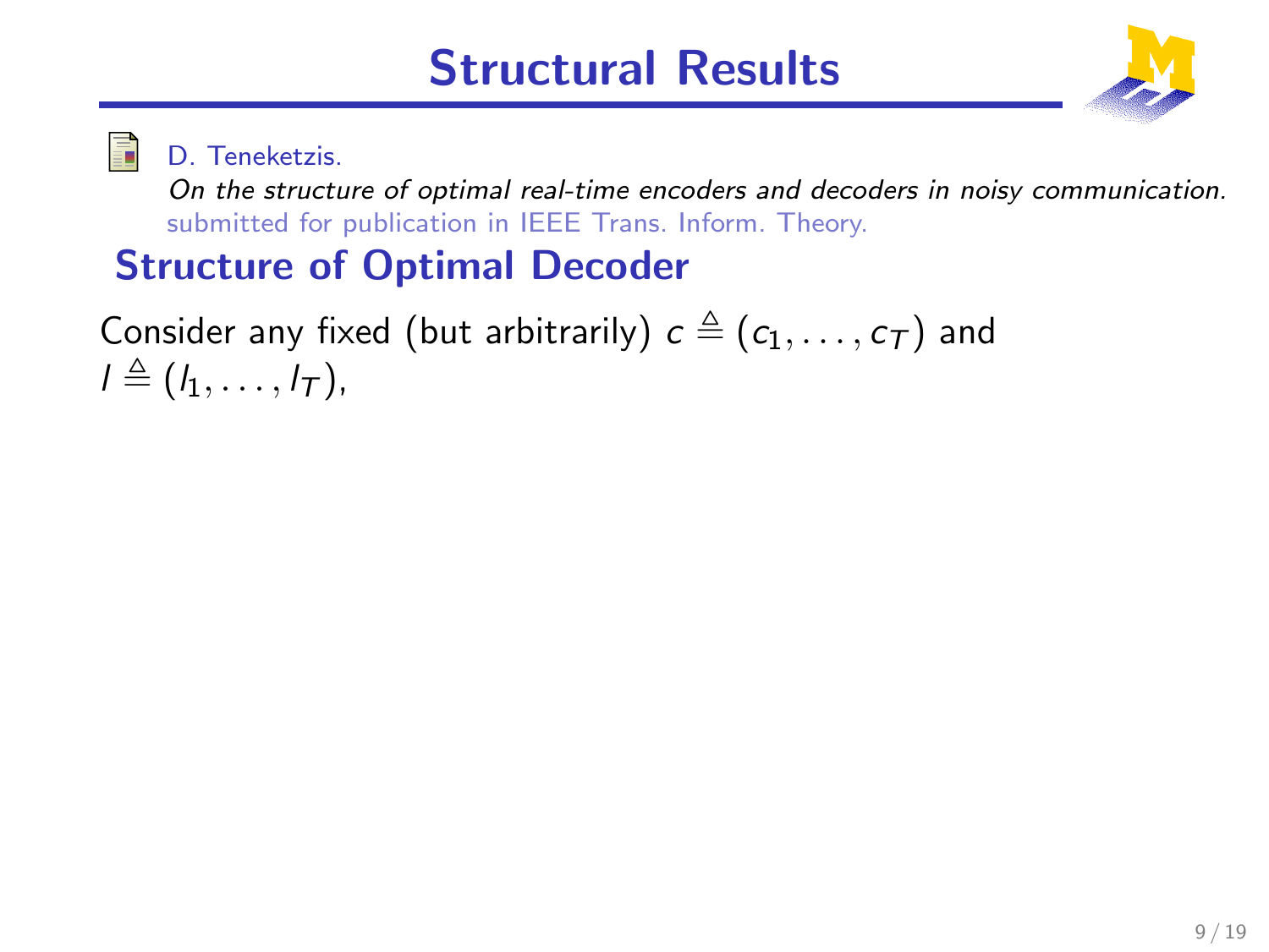# Structural Results

D. Teneketzis.
*On the structure of optimal real-time encoders and decoders in noisy communication.*
submitted for publication in IEEE Trans. Inform. Theory.

## Structure of Optimal Decoder

Consider any fixed (but arbitrarily) $c \triangleq (c_1, \ldots, c_T)$ and $l \triangleq (l_1, \ldots, l_T)$,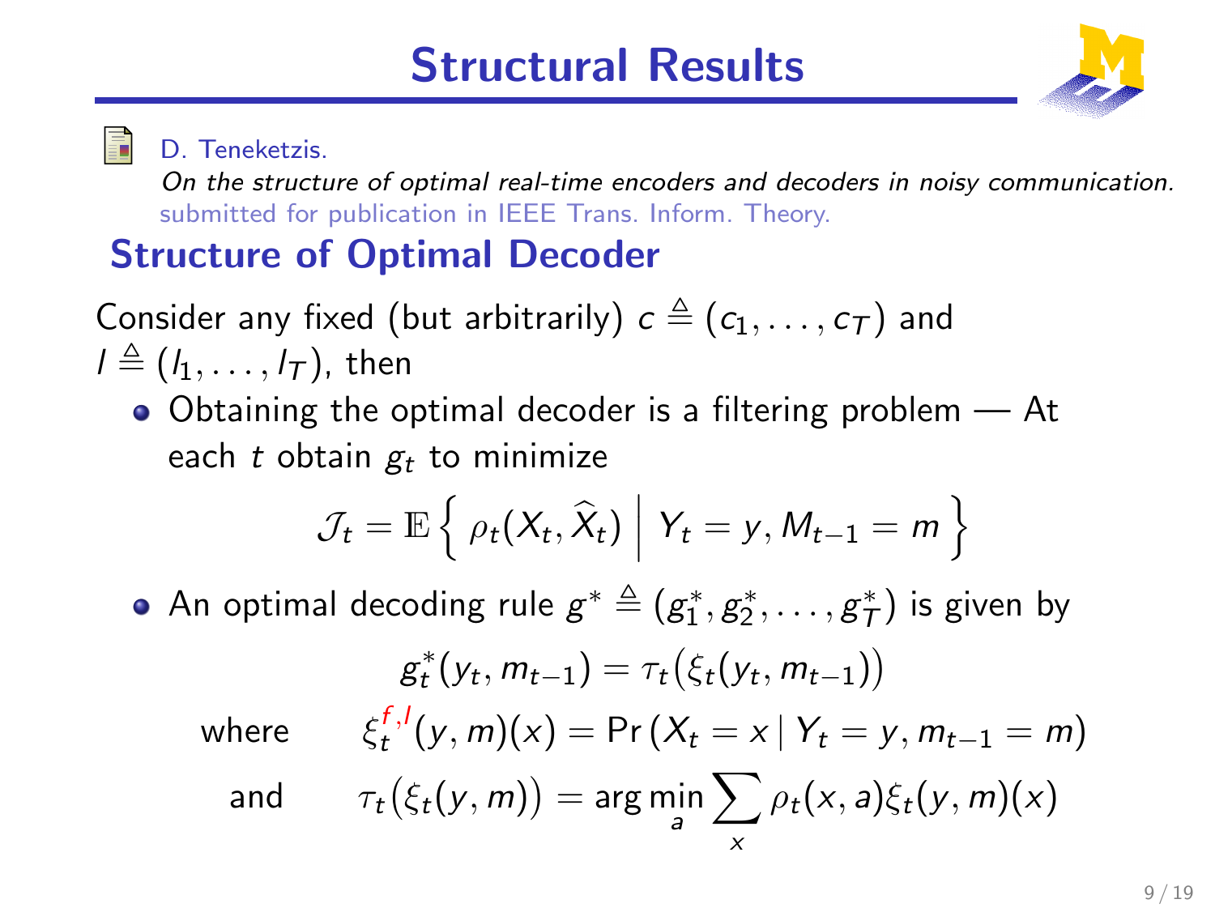# Structural Results

D. Teneketzis.
*On the structure of optimal real-time encoders and decoders in noisy communication.*
submitted for publication in IEEE Trans. Inform. Theory.

## Structure of Optimal Decoder

Consider any fixed (but arbitrarily) $c \triangleq (c_1, \ldots, c_T)$ and $l \triangleq (l_1, \ldots, l_T)$, then

- Obtaining the optimal decoder is a filtering problem — At each $t$ obtain $g_t$ to minimize

$$\mathcal{J}_t = \mathbb{E}\left\{ \rho_t(X_t, \widehat{X}_t) \,\middle|\, Y_t = y, M_{t-1} = m \right\}$$

- An optimal decoding rule $g^* \triangleq (g_1^*, g_2^*, \ldots, g_T^*)$ is given by

$$g_t^*(y_t, m_{t-1}) = \tau_t\big(\xi_t(y_t, m_{t-1})\big)$$

where $\quad \xi_t^{f,l}(y, m)(x) = \Pr\left(X_t = x \,|\, Y_t = y, m_{t-1} = m\right)$

and $\quad \tau_t\big(\xi_t(y, m)\big) = \arg\min_a \sum_x \rho_t(x, a)\xi_t(y, m)(x)$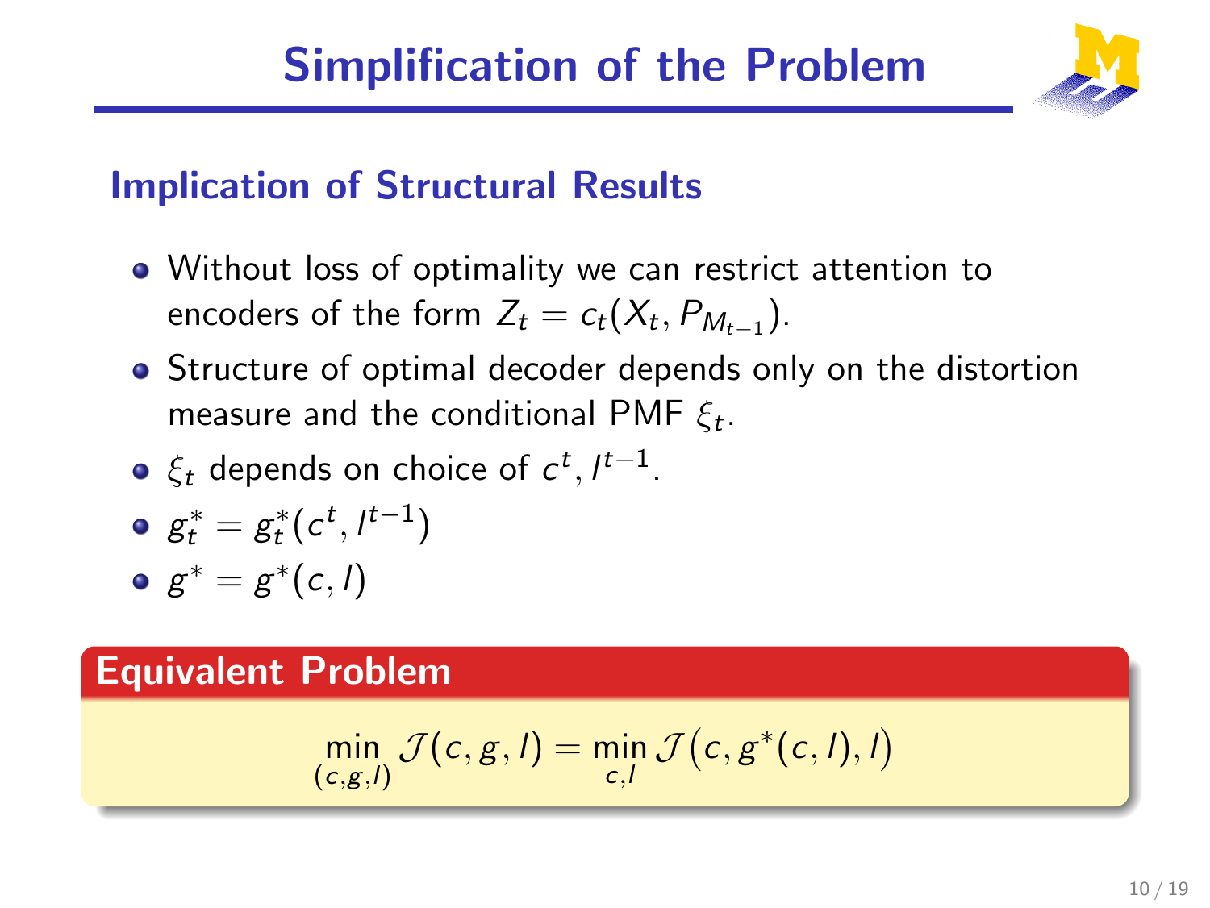# Simplification of the Problem

## Implication of Structural Results

- Without loss of optimality we can restrict attention to encoders of the form $Z_t = c_t(X_t, P_{M_{t-1}})$.
- Structure of optimal decoder depends only on the distortion measure and the conditional PMF $\xi_t$.
- $\xi_t$ depends on choice of $c^t, l^{t-1}$.
- $g_t^* = g_t^*(c^t, l^{t-1})$
- $g^* = g^*(c, l)$

**Equivalent Problem**

$$\min_{(c,g,l)} \mathcal{J}(c, g, l) = \min_{c,l} \mathcal{J}\big(c, g^*(c, l), l\big)$$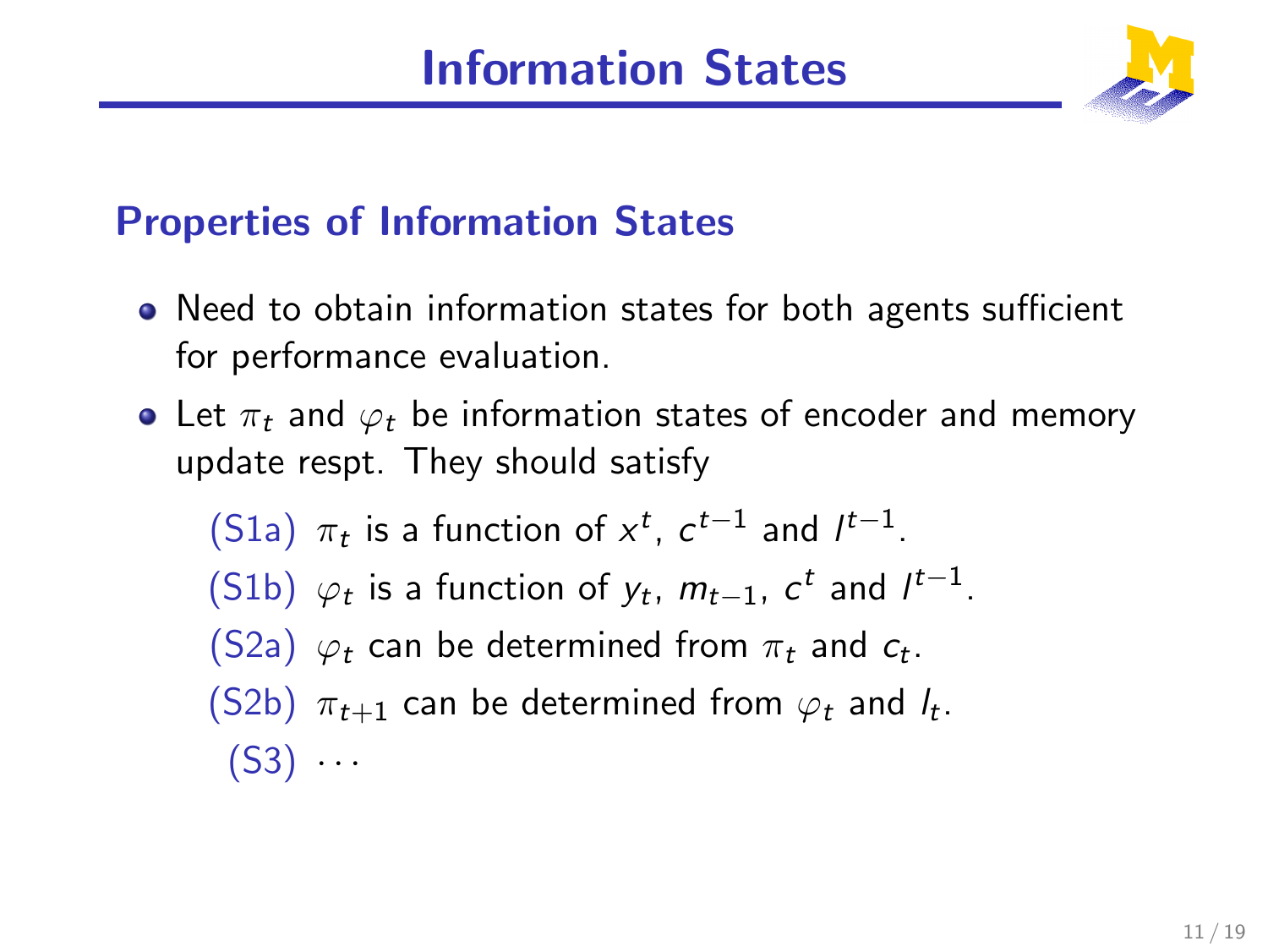# Information States

## Properties of Information States

- Need to obtain information states for both agents sufficient for performance evaluation.
- Let $\pi_t$ and $\varphi_t$ be information states of encoder and memory update respt. They should satisfy

  (S1a) $\pi_t$ is a function of $x^t$, $c^{t-1}$ and $l^{t-1}$.

  (S1b) $\varphi_t$ is a function of $y_t$, $m_{t-1}$, $c^t$ and $l^{t-1}$.

  (S2a) $\varphi_t$ can be determined from $\pi_t$ and $c_t$.

  (S2b) $\pi_{t+1}$ can be determined from $\varphi_t$ and $l_t$.

  (S3) $\cdots$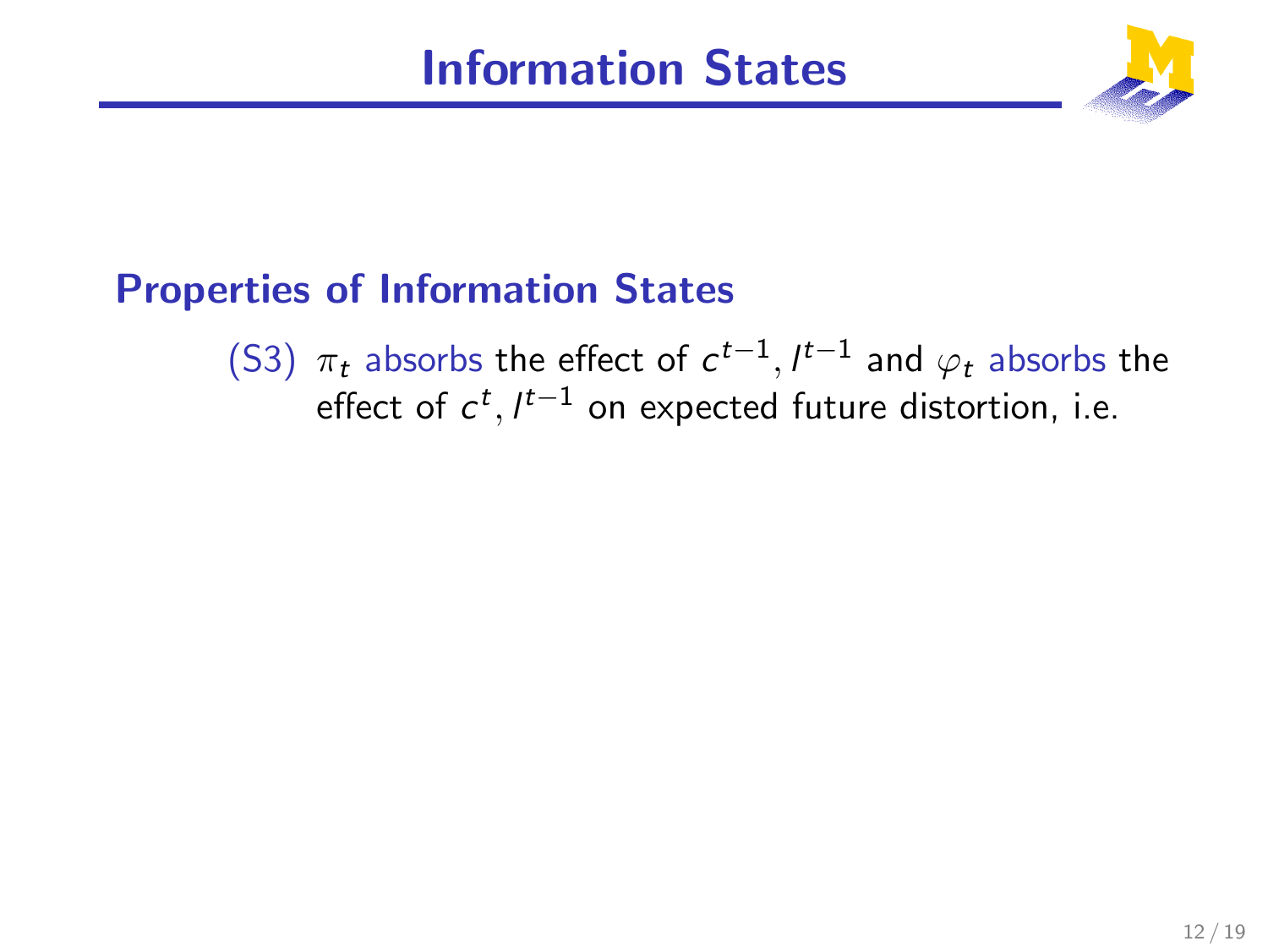# Information States

## Properties of Information States

(S3) $\pi_t$ absorbs the effect of $c^{t-1}, l^{t-1}$ and $\varphi_t$ absorbs the effect of $c^t, l^{t-1}$ on expected future distortion, i.e.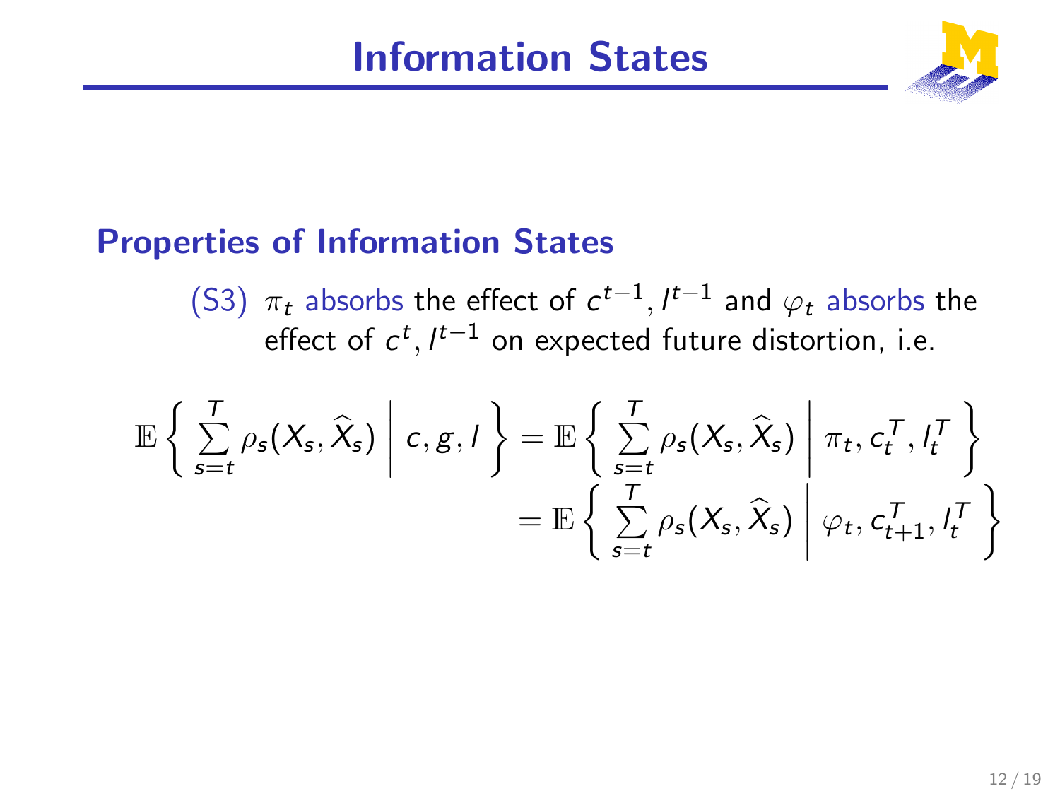# Information States

## Properties of Information States

(S3) $\pi_t$ absorbs the effect of $c^{t-1}, l^{t-1}$ and $\varphi_t$ absorbs the effect of $c^t, l^{t-1}$ on expected future distortion, i.e.

$$
\begin{aligned}
\mathbb{E}\left\{ \sum_{s=t}^{T} \rho_s(X_s, \widehat{X}_s) \;\middle|\; c, g, l \right\} &= \mathbb{E}\left\{ \sum_{s=t}^{T} \rho_s(X_s, \widehat{X}_s) \;\middle|\; \pi_t, c_t^T, l_t^T \right\} \\
&= \mathbb{E}\left\{ \sum_{s=t}^{T} \rho_s(X_s, \widehat{X}_s) \;\middle|\; \varphi_t, c_{t+1}^T, l_t^T \right\}
\end{aligned}
$$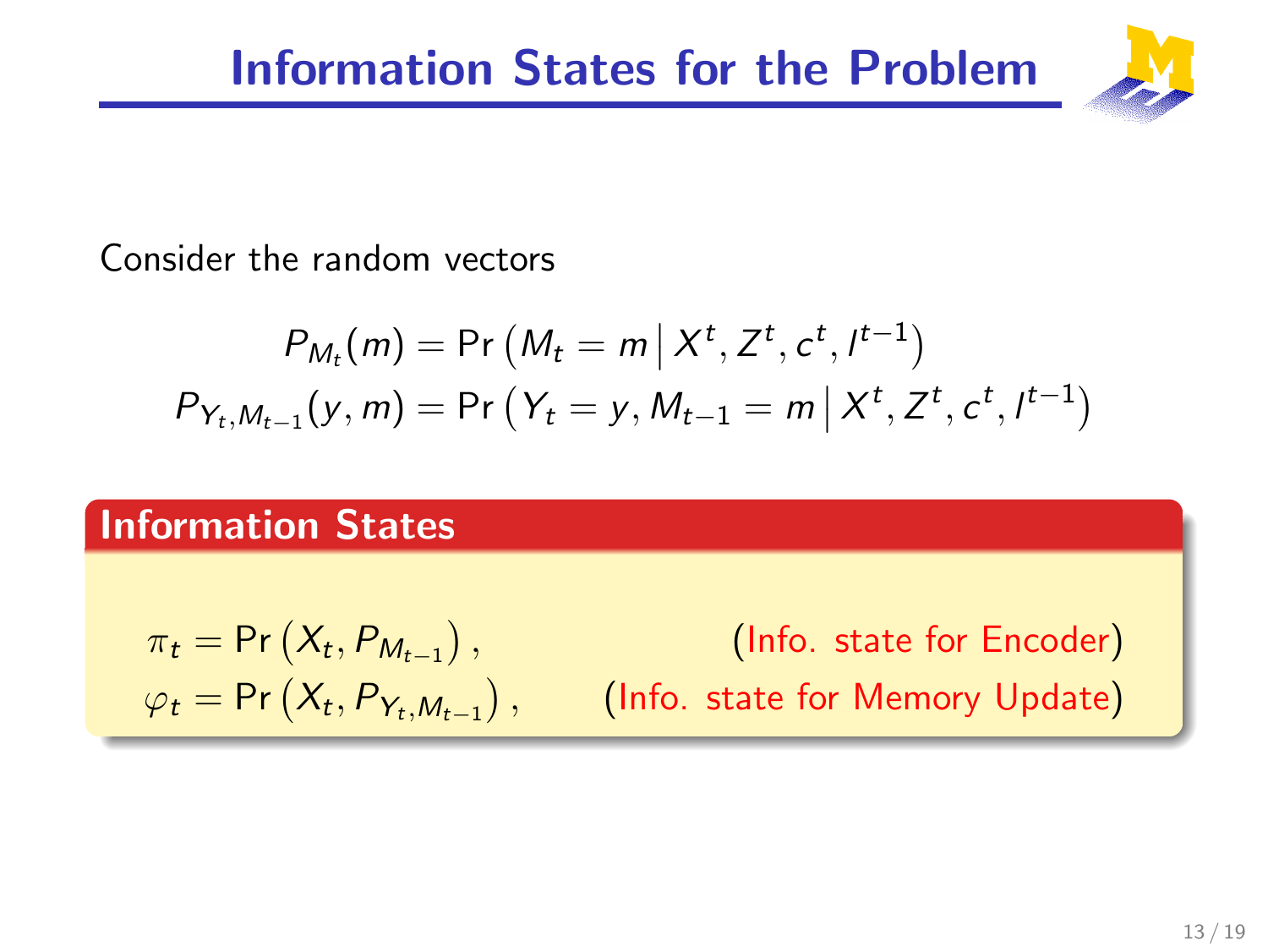# Information States for the Problem

Consider the random vectors

$$P_{M_t}(m) = \Pr\left(M_t = m \,\middle|\, X^t, Z^t, c^t, l^{t-1}\right)$$

$$P_{Y_t, M_{t-1}}(y, m) = \Pr\left(Y_t = y, M_{t-1} = m \,\middle|\, X^t, Z^t, c^t, l^{t-1}\right)$$

**Information States**

$$\pi_t = \Pr\left(X_t, P_{M_{t-1}}\right), \qquad \text{(Info. state for Encoder)}$$

$$\varphi_t = \Pr\left(X_t, P_{Y_t, M_{t-1}}\right), \qquad \text{(Info. state for Memory Update)}$$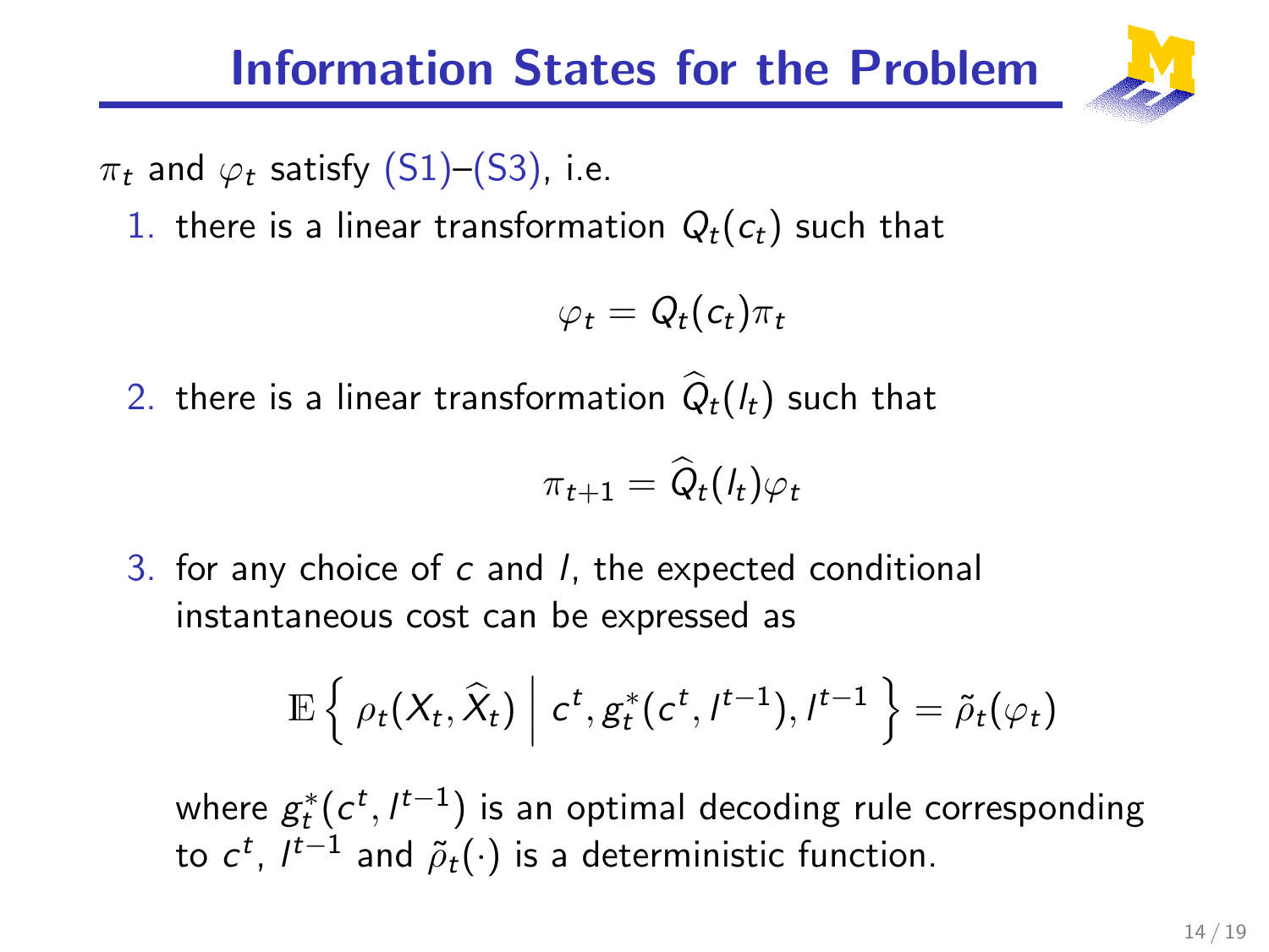# Information States for the Problem

$\pi_t$ and $\varphi_t$ satisfy (S1)–(S3), i.e.

1. there is a linear transformation $Q_t(c_t)$ such that

$$\varphi_t = Q_t(c_t)\pi_t$$

2. there is a linear transformation $\widehat{Q}_t(l_t)$ such that

$$\pi_{t+1} = \widehat{Q}_t(l_t)\varphi_t$$

3. for any choice of $c$ and $l$, the expected conditional instantaneous cost can be expressed as

$$\mathbb{E}\left\{ \rho_t(X_t, \widehat{X}_t) \,\middle|\, c^t, g_t^*(c^t, l^{t-1}), l^{t-1} \right\} = \tilde{\rho}_t(\varphi_t)$$

where $g_t^*(c^t, l^{t-1})$ is an optimal decoding rule corresponding to $c^t$, $l^{t-1}$ and $\tilde{\rho}_t(\cdot)$ is a deterministic function.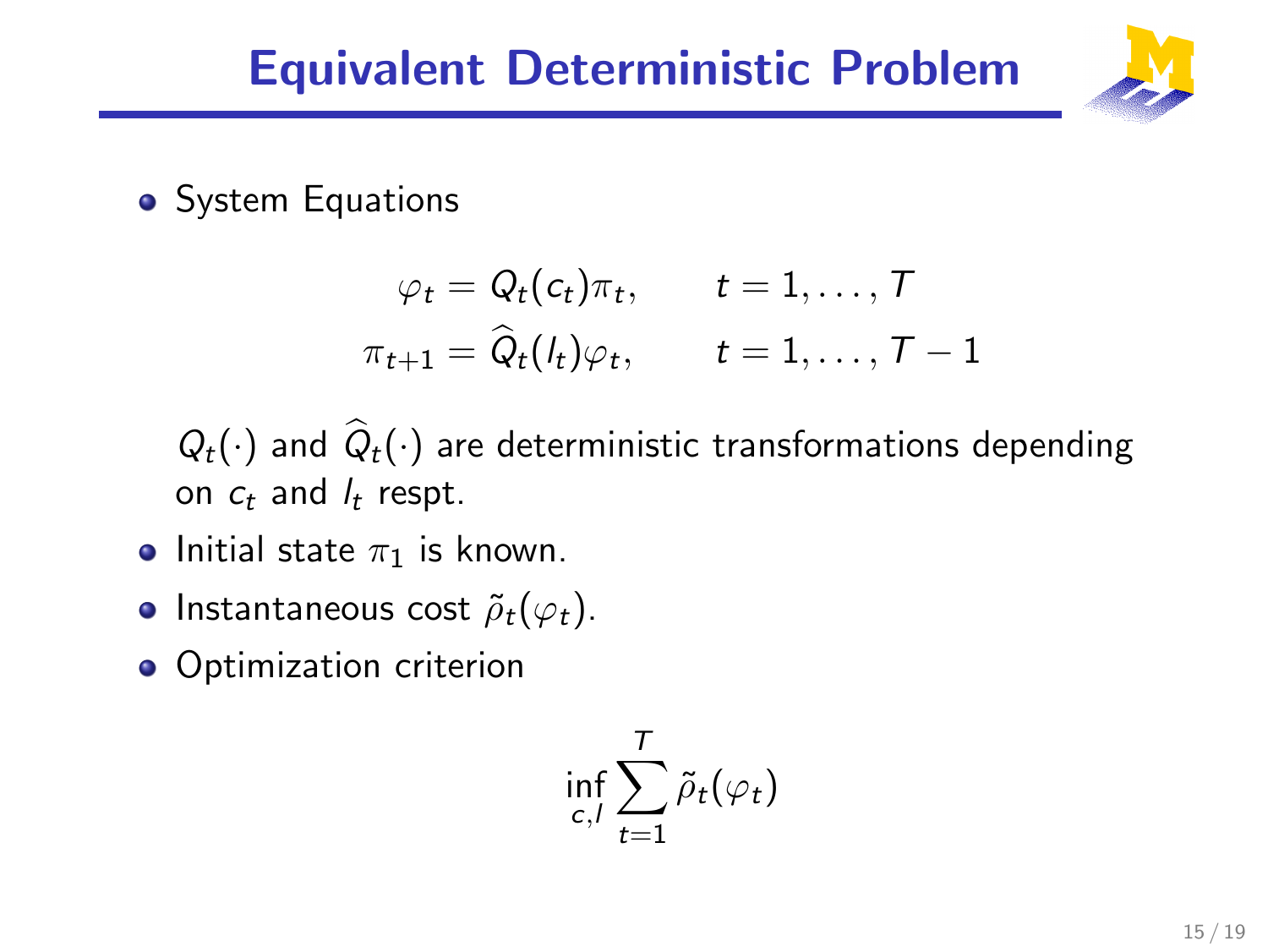# Equivalent Deterministic Problem

- System Equations

$$\varphi_t = Q_t(c_t)\pi_t, \qquad t = 1, \ldots, T$$
$$\pi_{t+1} = \widehat{Q}_t(l_t)\varphi_t, \qquad t = 1, \ldots, T-1$$

  $Q_t(\cdot)$ and $\widehat{Q}_t(\cdot)$ are deterministic transformations depending on $c_t$ and $l_t$ respt.

- Initial state $\pi_1$ is known.
- Instantaneous cost $\tilde{\rho}_t(\varphi_t)$.
- Optimization criterion

$$\inf_{c,l} \sum_{t=1}^{T} \tilde{\rho}_t(\varphi_t)$$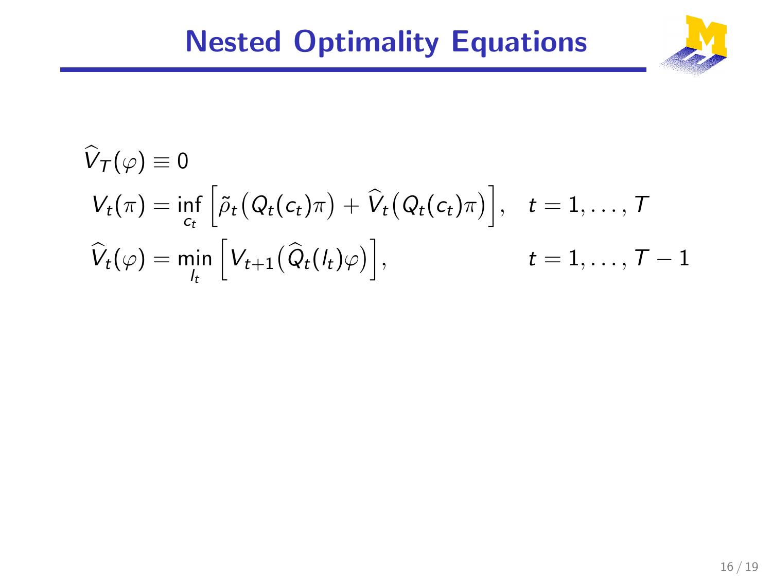# Nested Optimality Equations

$$
\begin{aligned}
\widehat{V}_T(\varphi) &\equiv 0 \\
V_t(\pi) &= \inf_{c_t} \Big[ \tilde{\rho}_t\big(Q_t(c_t)\pi\big) + \widehat{V}_t\big(Q_t(c_t)\pi\big) \Big], \quad t = 1, \dots, T \\
\widehat{V}_t(\varphi) &= \min_{l_t} \Big[ V_{t+1}\big(\widehat{Q}_t(l_t)\varphi\big) \Big], \qquad\qquad\qquad t = 1, \dots, T-1
\end{aligned}
$$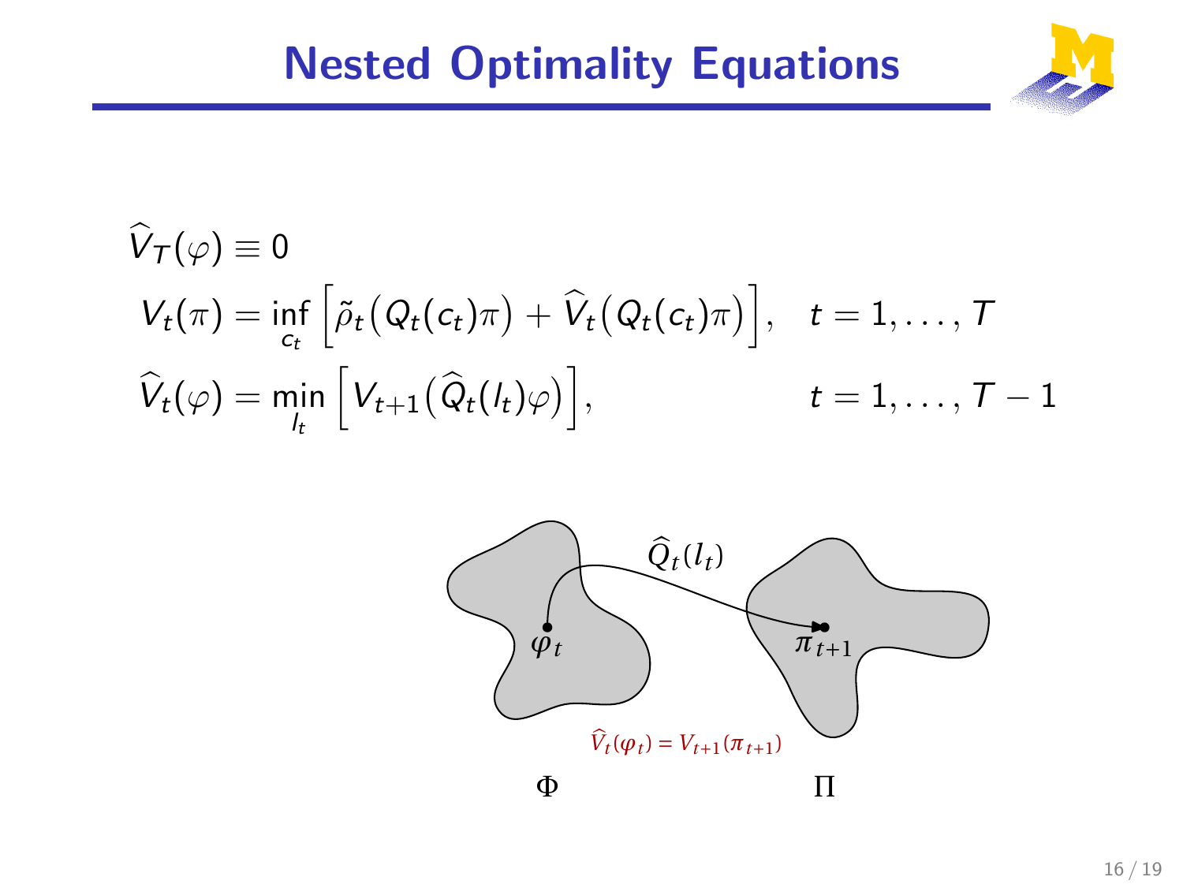# Nested Optimality Equations

$$
\begin{aligned}
\widehat{V}_T(\varphi) &\equiv 0 \\
V_t(\pi) &= \inf_{c_t} \Big[ \tilde{\rho}_t\big(Q_t(c_t)\pi\big) + \widehat{V}_t\big(Q_t(c_t)\pi\big) \Big], \quad t = 1, \ldots, T \\
\widehat{V}_t(\varphi) &= \min_{l_t} \Big[ V_{t+1}\big(\widehat{Q}_t(l_t)\varphi\big) \Big], \qquad\qquad\quad t = 1, \ldots, T-1
\end{aligned}
$$

$\widehat{Q}_t(l_t)$

$\varphi_t$ $\qquad$ $\pi_{t+1}$

$\widehat{V}_t(\varphi_t) = V_{t+1}(\pi_{t+1})$

$\Phi$ $\qquad$ $\Pi$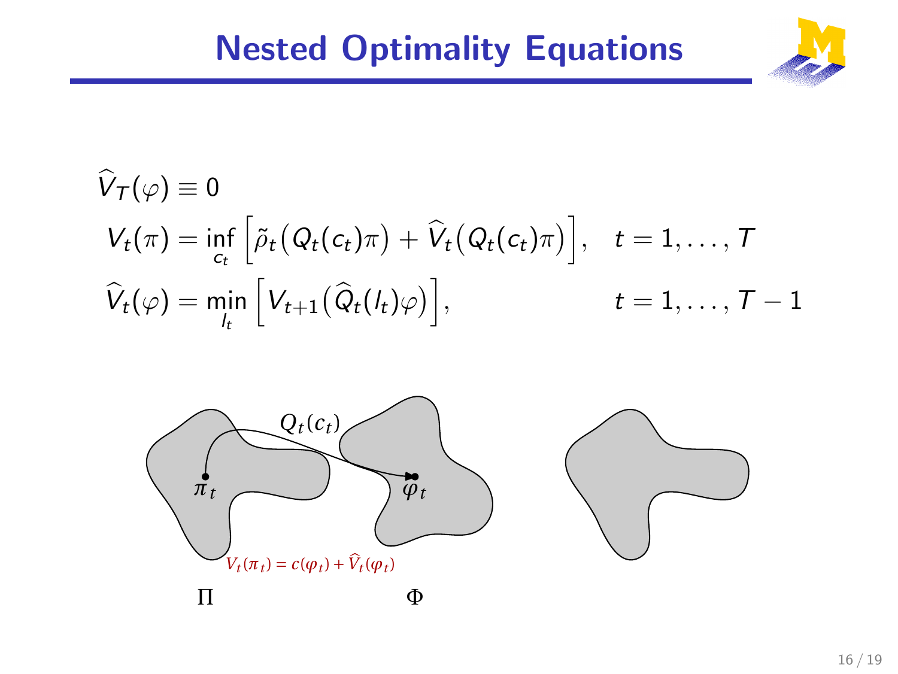# Nested Optimality Equations

$$
\begin{aligned}
\widehat{V}_T(\varphi) &\equiv 0 \\
V_t(\pi) &= \inf_{c_t} \Big[ \tilde{\rho}_t\big(Q_t(c_t)\pi\big) + \widehat{V}_t\big(Q_t(c_t)\pi\big) \Big], \quad t = 1, \ldots, T \\
\widehat{V}_t(\varphi) &= \min_{l_t} \Big[ V_{t+1}\big(\widehat{Q}_t(l_t)\varphi\big) \Big], \qquad\qquad\qquad t = 1, \ldots, T-1
\end{aligned}
$$

$Q_t(c_t)$

$\pi_t$

$\varphi_t$

$V_t(\pi_t) = c(\varphi_t) + \widehat{V}_t(\varphi_t)$

$\Pi$

$\Phi$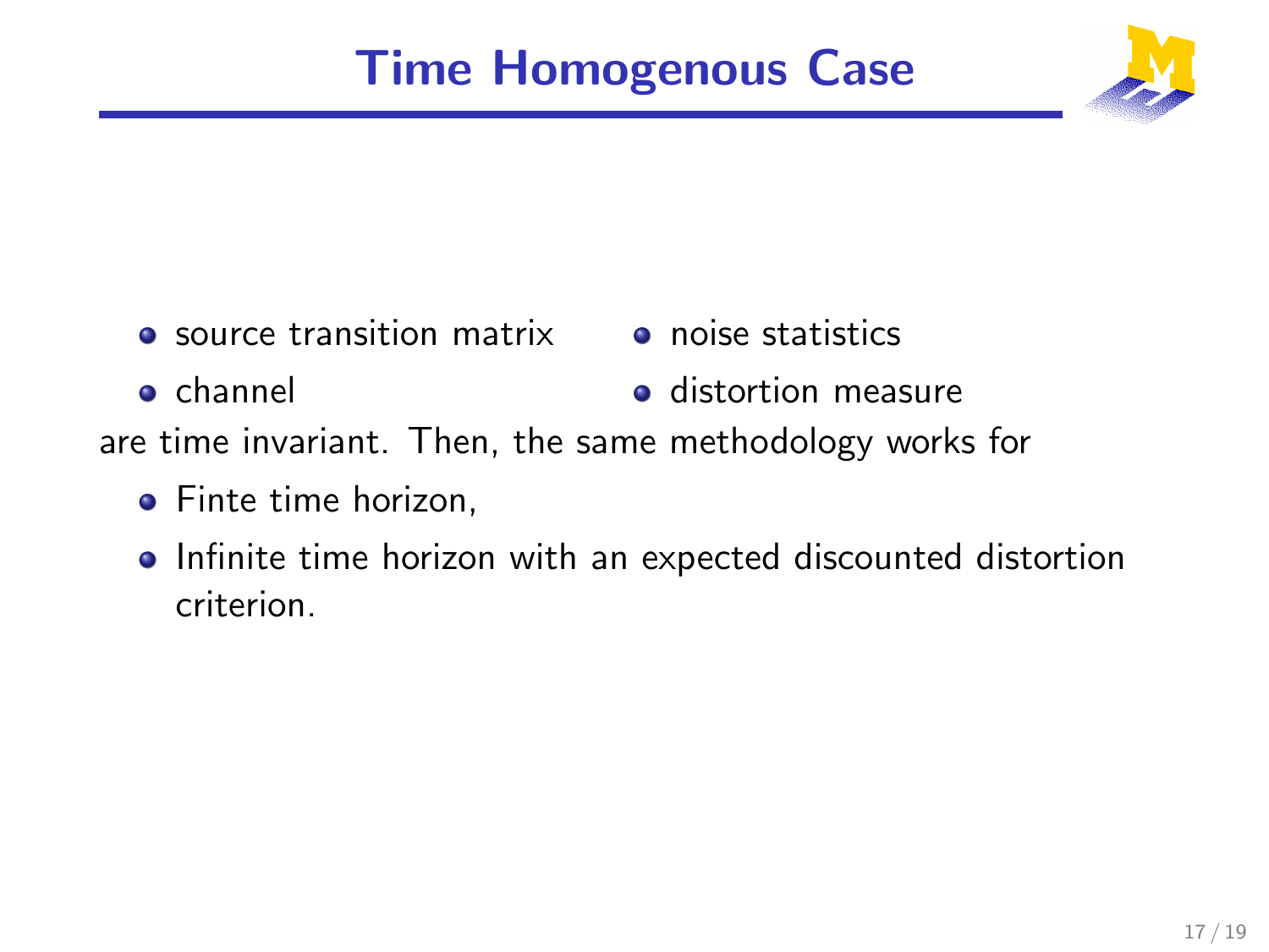# Time Homogenous Case

- source transition matrix
- channel
- noise statistics
- distortion measure

are time invariant. Then, the same methodology works for

- Finte time horizon,
- Infinite time horizon with an expected discounted distortion criterion.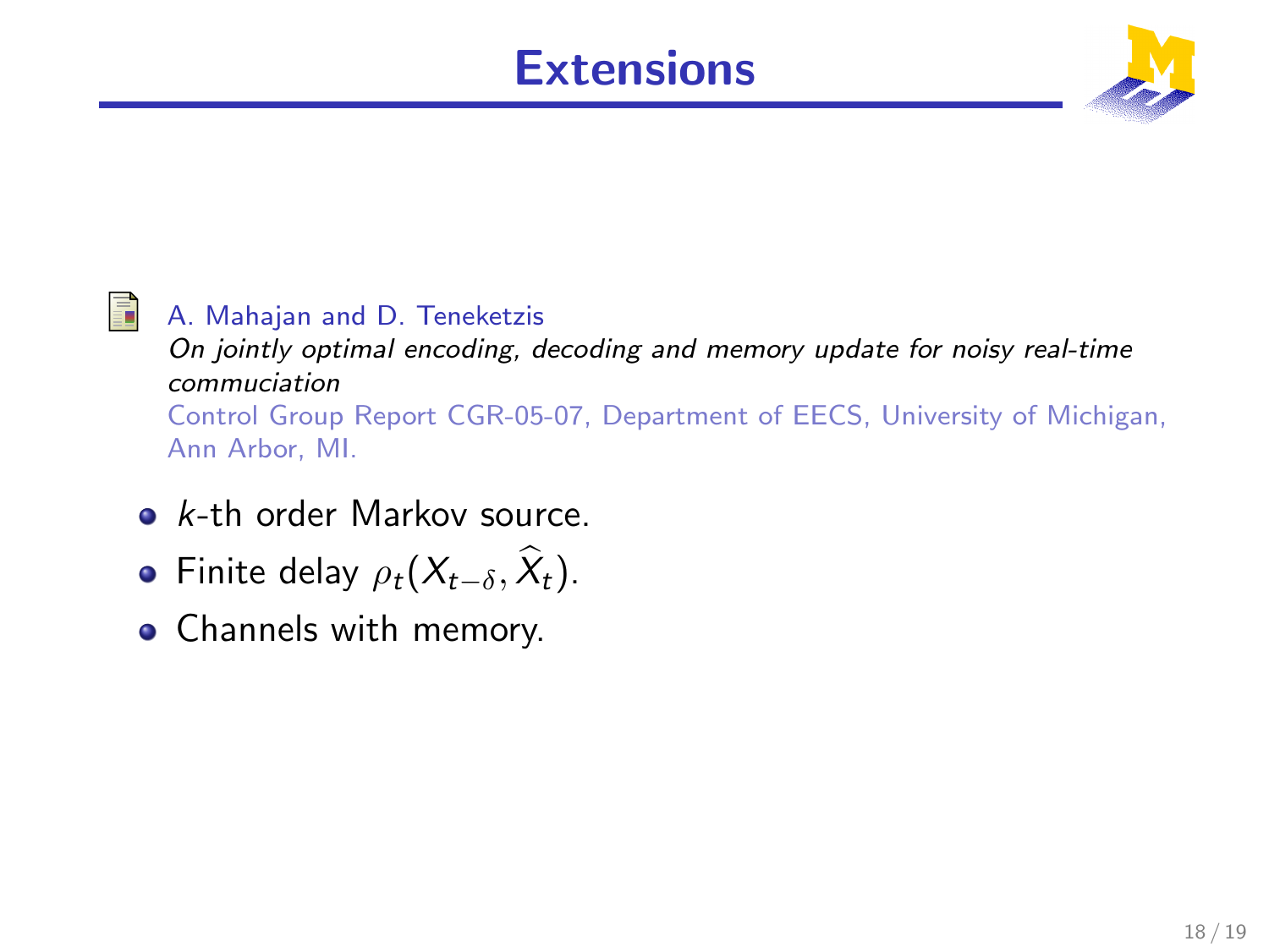# Extensions

A. Mahajan and D. Teneketzis
*On jointly optimal encoding, decoding and memory update for noisy real-time commuciation*
Control Group Report CGR-05-07, Department of EECS, University of Michigan, Ann Arbor, MI.

- $k$-th order Markov source.
- Finite delay $\rho_t(X_{t-\delta}, \widehat{X}_t)$.
- Channels with memory.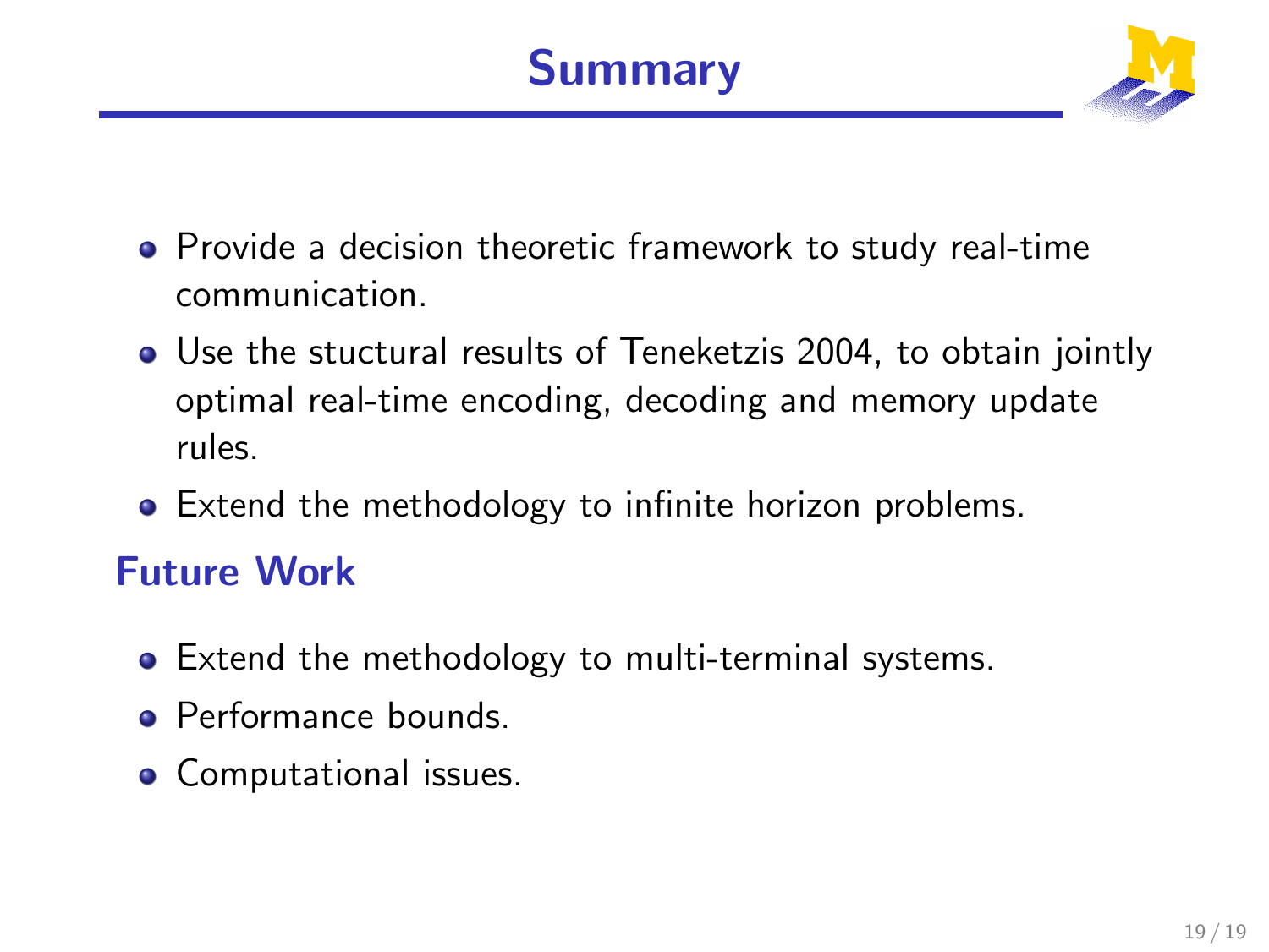# Summary

- Provide a decision theoretic framework to study real-time communication.
- Use the stuctural results of Teneketzis 2004, to obtain jointly optimal real-time encoding, decoding and memory update rules.
- Extend the methodology to infinite horizon problems.

## Future Work

- Extend the methodology to multi-terminal systems.
- Performance bounds.
- Computational issues.